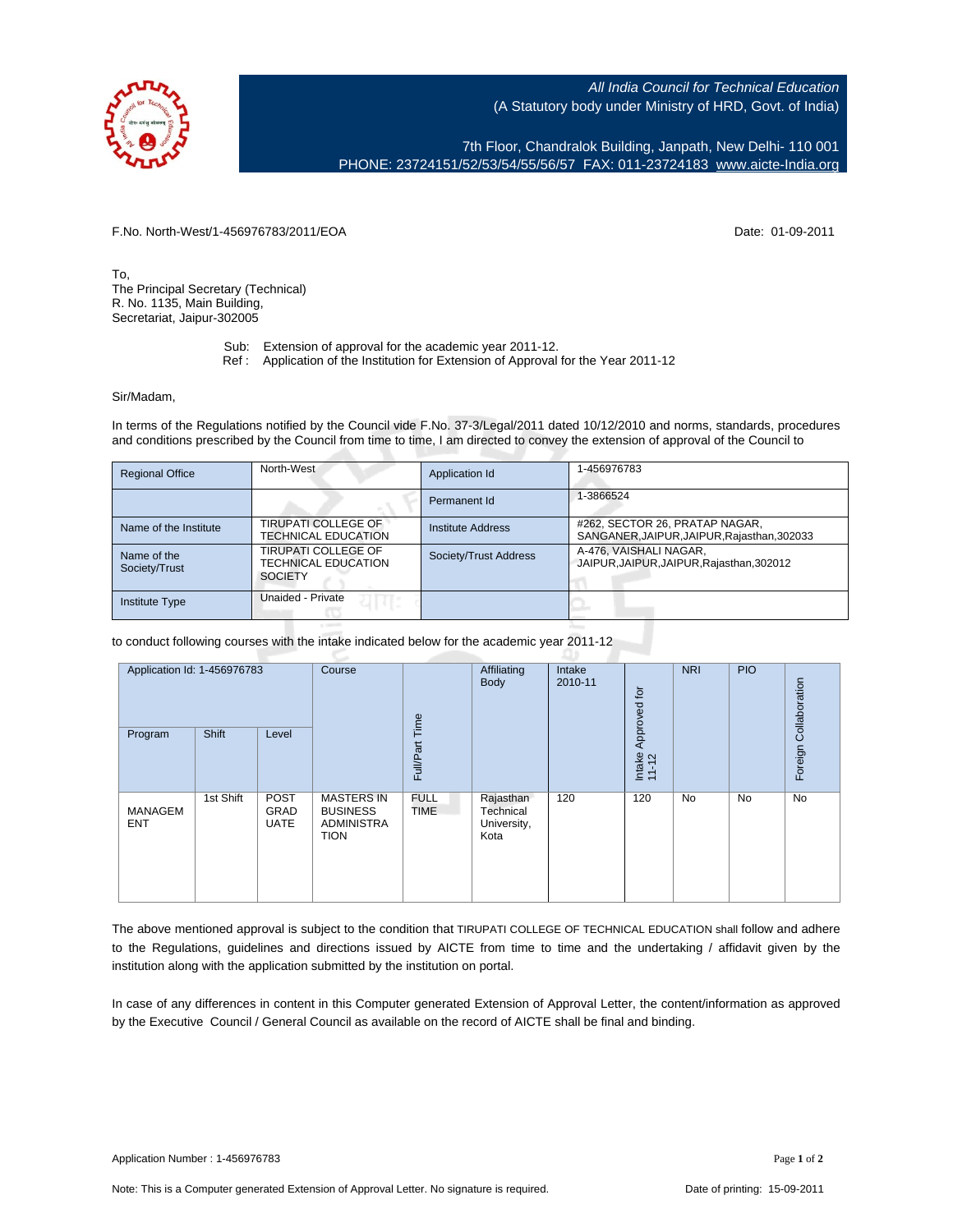*All India Council for Technical Education*
(A Statutory body under Ministry of HRD, Govt. of India)

7th Floor, Chandralok Building, Janpath, New Delhi- 110 001
PHONE: 23724151/52/53/54/55/56/57 FAX: 011-23724183 www.aicte-India.org

F.No. North-West/1-456976783/2011/EOA

Date: 01-09-2011

To,
The Principal Secretary (Technical)
R. No. 1135, Main Building,
Secretariat, Jaipur-302005

Sub: Extension of approval for the academic year 2011-12.
Ref : Application of the Institution for Extension of Approval for the Year 2011-12

Sir/Madam,

In terms of the Regulations notified by the Council vide F.No. 37-3/Legal/2011 dated 10/12/2010 and norms, standards, procedures and conditions prescribed by the Council from time to time, I am directed to convey the extension of approval of the Council to

| Regional Office | North-West | Application Id | 1-456976783 |
|---|---|---|---|
| | | Permanent Id | 1-3866524 |
| Name of the Institute | TIRUPATI COLLEGE OF TECHNICAL EDUCATION | Institute Address | #262, SECTOR 26, PRATAP NAGAR, SANGANER,JAIPUR,JAIPUR,Rajasthan,302033 |
| Name of the Society/Trust | TIRUPATI COLLEGE OF TECHNICAL EDUCATION SOCIETY | Society/Trust Address | A-476, VAISHALI NAGAR, JAIPUR,JAIPUR,JAIPUR,Rajasthan,302012 |
| Institute Type | Unaided - Private | | |

to conduct following courses with the intake indicated below for the academic year 2011-12

| Application Id: 1-456976783 | | | Course | Full/Part Time | Affiliating Body | Intake 2010-11 | Intake Approved for 11-12 | NRI | PIO | Foreign Collaboration |
|---|---|---|---|---|---|---|---|---|---|---|
| Program | Shift | Level | | | | | | | | |
| MANAGEMENT | 1st Shift | POST GRADUATE | MASTERS IN BUSINESS ADMINISTRATION | FULL TIME | Rajasthan Technical University, Kota | 120 | 120 | No | No | No |

The above mentioned approval is subject to the condition that TIRUPATI COLLEGE OF TECHNICAL EDUCATION shall follow and adhere to the Regulations, guidelines and directions issued by AICTE from time to time and the undertaking / affidavit given by the institution along with the application submitted by the institution on portal.

In case of any differences in content in this Computer generated Extension of Approval Letter, the content/information as approved by the Executive Council / General Council as available on the record of AICTE shall be final and binding.

Application Number : 1-456976783

Note: This is a Computer generated Extension of Approval Letter. No signature is required.

Date of printing: 15-09-2011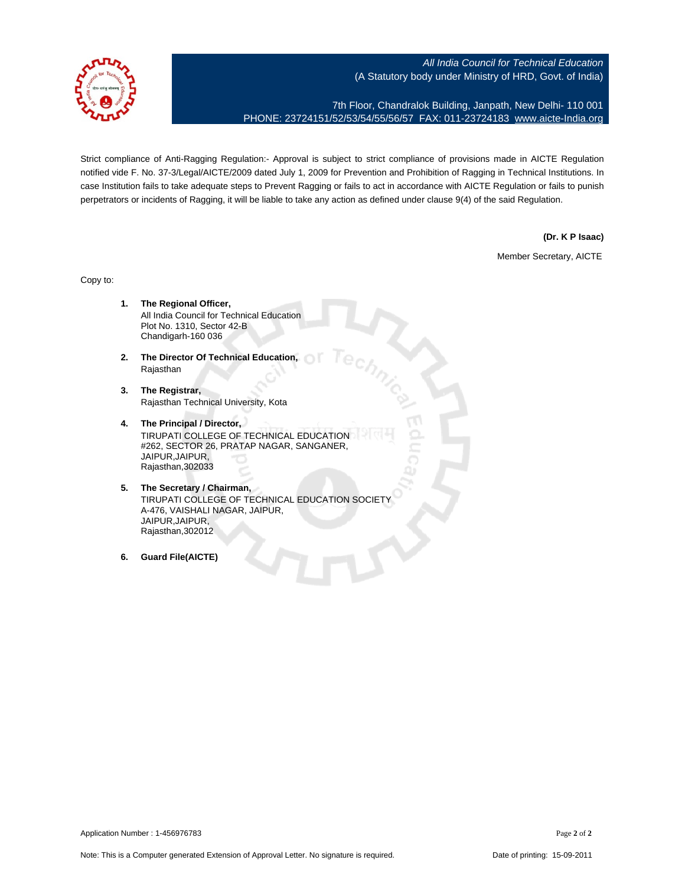*All India Council for Technical Education*
(A Statutory body under Ministry of HRD, Govt. of India)

7th Floor, Chandralok Building, Janpath, New Delhi- 110 001
PHONE: 23724151/52/53/54/55/56/57 FAX: 011-23724183 www.aicte-India.org

Strict compliance of Anti-Ragging Regulation:- Approval is subject to strict compliance of provisions made in AICTE Regulation notified vide F. No. 37-3/Legal/AICTE/2009 dated July 1, 2009 for Prevention and Prohibition of Ragging in Technical Institutions. In case Institution fails to take adequate steps to Prevent Ragging or fails to act in accordance with AICTE Regulation or fails to punish perpetrators or incidents of Ragging, it will be liable to take any action as defined under clause 9(4) of the said Regulation.

**(Dr. K P Isaac)**

Member Secretary, AICTE

Copy to:

1. **The Regional Officer,**
   All India Council for Technical Education
   Plot No. 1310, Sector 42-B
   Chandigarh-160 036

2. **The Director Of Technical Education,**
   Rajasthan

3. **The Registrar,**
   Rajasthan Technical University, Kota

4. **The Principal / Director,**
   TIRUPATI COLLEGE OF TECHNICAL EDUCATION
   #262, SECTOR 26, PRATAP NAGAR, SANGANER,
   JAIPUR,JAIPUR,
   Rajasthan,302033

5. **The Secretary / Chairman,**
   TIRUPATI COLLEGE OF TECHNICAL EDUCATION SOCIETY
   A-476, VAISHALI NAGAR, JAIPUR,
   JAIPUR,JAIPUR,
   Rajasthan,302012

6. **Guard File(AICTE)**

Application Number : 1-456976783

Note: This is a Computer generated Extension of Approval Letter. No signature is required.

Date of printing: 15-09-2011